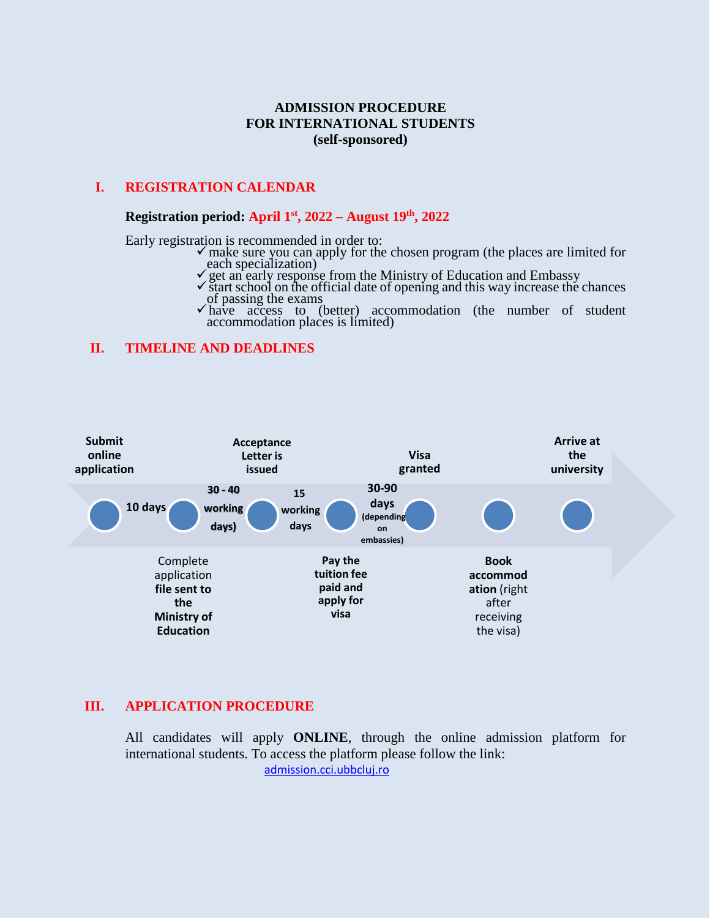**ADMISSION PROCEDURE**
**FOR INTERNATIONAL STUDENTS**
**(self-sponsored)**

## I. REGISTRATION CALENDAR

**Registration period: April 1st, 2022 – August 19th, 2022**

Early registration is recommended in order to:

- ✓ make sure you can apply for the chosen program (the places are limited for each specialization)
- ✓ get an early response from the Ministry of Education and Embassy
- ✓ start school on the official date of opening and this way increase the chances of passing the exams
- ✓ have access to (better) accommodation (the number of student accommodation places is limited)

## II. TIMELINE AND DEADLINES

1. **Submit online application**
   - *10 days*
2. Complete application **file sent to the Ministry of Education**
   - *30 - 40 working days)*
3. **Acceptance Letter is issued**
   - *15 working days*
4. **Pay the tuition fee paid and apply for visa**
   - *30-90 days (depending on embassies)*
5. **Visa granted**
6. **Book accommodation** (right after receiving the visa)
7. **Arrive at the university**

## III. APPLICATION PROCEDURE

All candidates will apply **ONLINE**, through the online admission platform for international students. To access the platform please follow the link:

admission.cci.ubbcluj.ro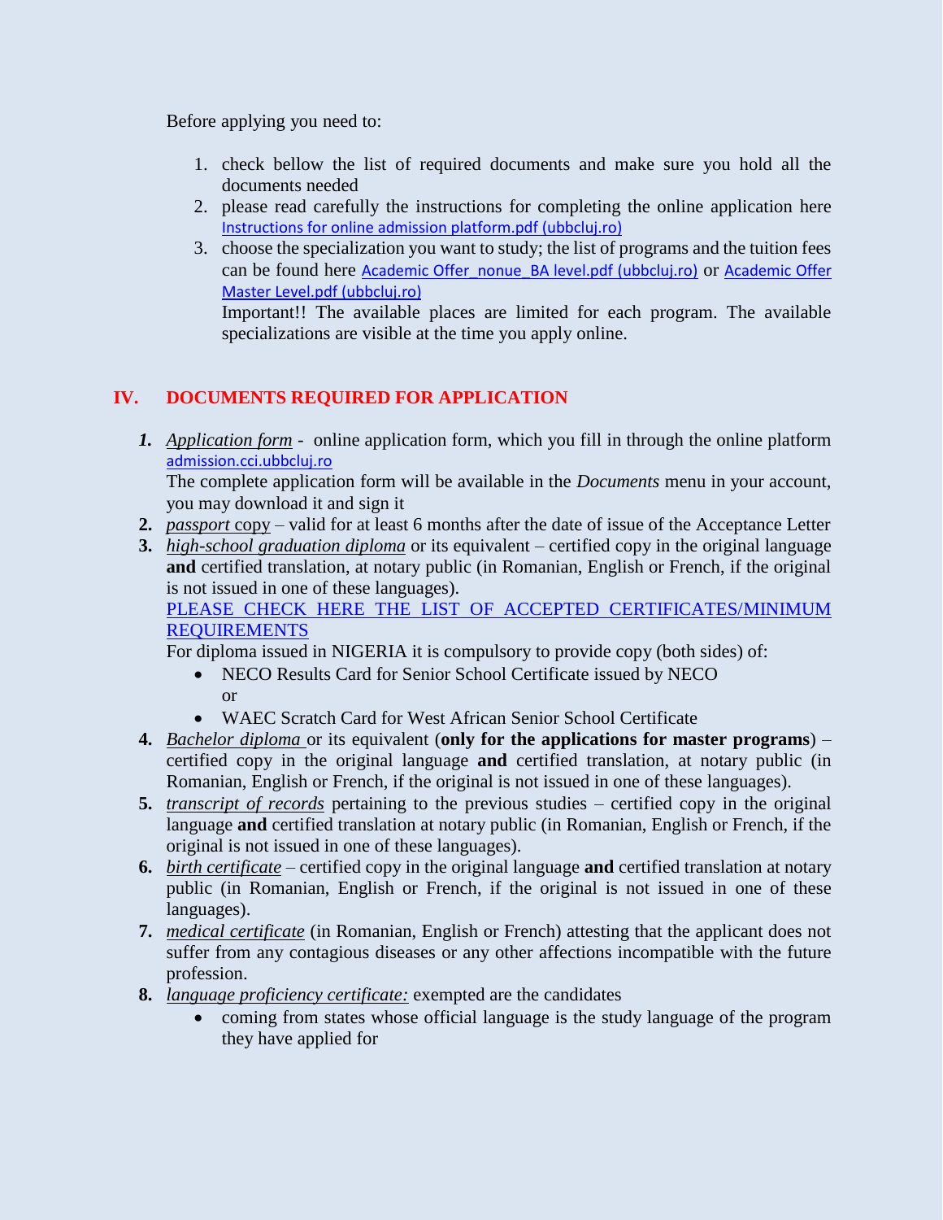Before applying you need to:

1. check bellow the list of required documents and make sure you hold all the documents needed
2. please read carefully the instructions for completing the online application here [Instructions for online admission platform.pdf (ubbcluj.ro)]
3. choose the specialization you want to study; the list of programs and the tuition fees can be found here [Academic Offer_nonue_BA level.pdf (ubbcluj.ro)] or [Academic Offer Master Level.pdf (ubbcluj.ro)]

   Important!! The available places are limited for each program. The available specializations are visible at the time you apply online.

## IV. DOCUMENTS REQUIRED FOR APPLICATION

1. ***Application form*** - online application form, which you fill in through the online platform admission.cci.ubbcluj.ro

   The complete application form will be available in the *Documents* menu in your account, you may download it and sign it
2. *passport* copy – valid for at least 6 months after the date of issue of the Acceptance Letter
3. *high-school graduation diploma* or its equivalent – certified copy in the original language **and** certified translation, at notary public (in Romanian, English or French, if the original is not issued in one of these languages).

   PLEASE CHECK HERE THE LIST OF ACCEPTED CERTIFICATES/MINIMUM REQUIREMENTS

   For diploma issued in NIGERIA it is compulsory to provide copy (both sides) of:
   - NECO Results Card for Senior School Certificate issued by NECO

     or
   - WAEC Scratch Card for West African Senior School Certificate
4. *Bachelor diploma* or its equivalent (**only for the applications for master programs**) – certified copy in the original language **and** certified translation, at notary public (in Romanian, English or French, if the original is not issued in one of these languages).
5. *transcript of records* pertaining to the previous studies – certified copy in the original language **and** certified translation at notary public (in Romanian, English or French, if the original is not issued in one of these languages).
6. *birth certificate* – certified copy in the original language **and** certified translation at notary public (in Romanian, English or French, if the original is not issued in one of these languages).
7. *medical certificate* (in Romanian, English or French) attesting that the applicant does not suffer from any contagious diseases or any other affections incompatible with the future profession.
8. *language proficiency certificate:* exempted are the candidates
   - coming from states whose official language is the study language of the program they have applied for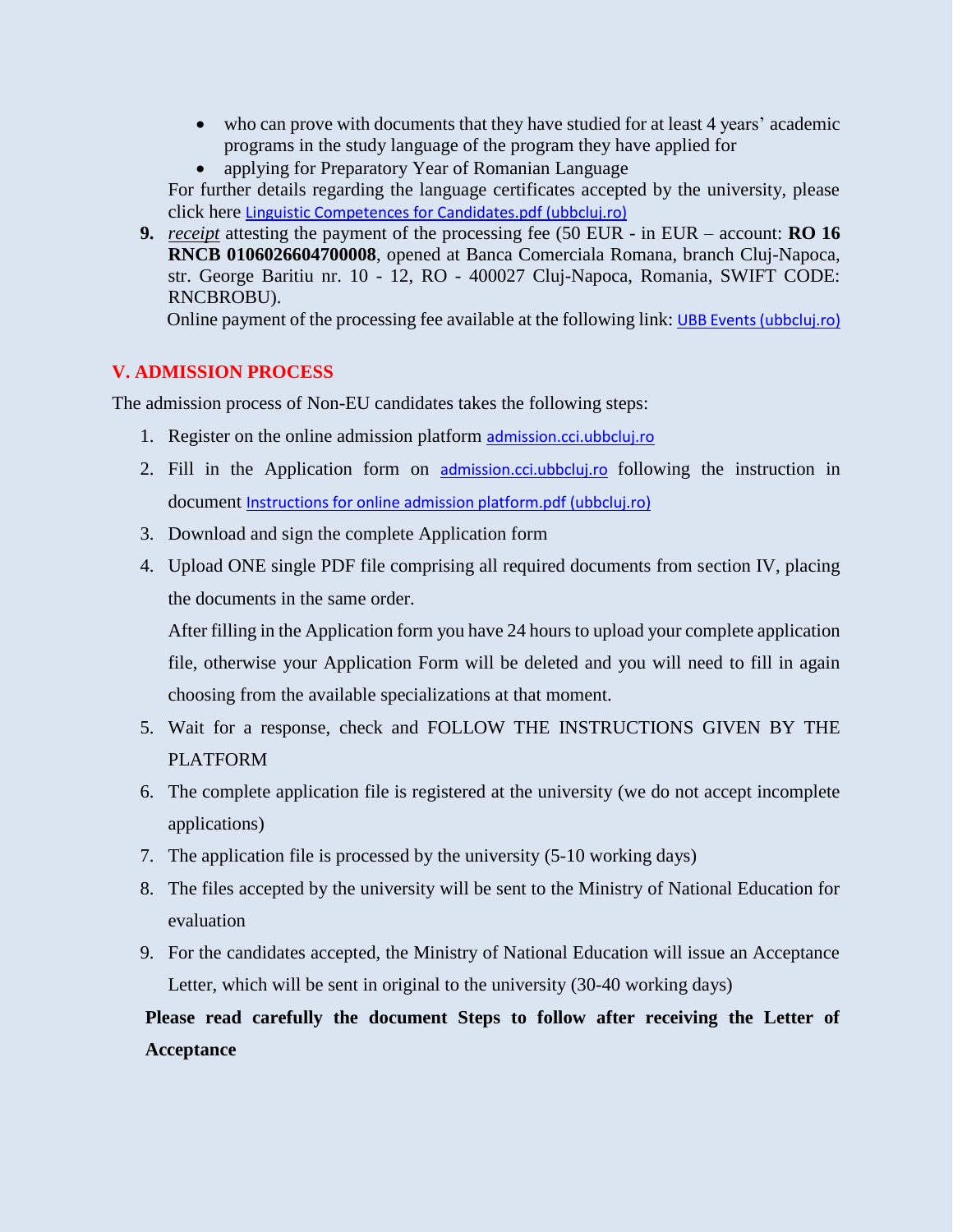- who can prove with documents that they have studied for at least 4 years' academic programs in the study language of the program they have applied for
- applying for Preparatory Year of Romanian Language

For further details regarding the language certificates accepted by the university, please click here Linguistic Competences for Candidates.pdf (ubbcluj.ro)

**9.** *receipt* attesting the payment of the processing fee (50 EUR - in EUR – account: **RO 16 RNCB 0106026604700008**, opened at Banca Comerciala Romana, branch Cluj-Napoca, str. George Baritiu nr. 10 - 12, RO - 400027 Cluj-Napoca, Romania, SWIFT CODE: RNCBROBU).

Online payment of the processing fee available at the following link: UBB Events (ubbcluj.ro)

## V. ADMISSION PROCESS

The admission process of Non-EU candidates takes the following steps:

1. Register on the online admission platform admission.cci.ubbcluj.ro
2. Fill in the Application form on admission.cci.ubbcluj.ro following the instruction in document Instructions for online admission platform.pdf (ubbcluj.ro)
3. Download and sign the complete Application form
4. Upload ONE single PDF file comprising all required documents from section IV, placing the documents in the same order.

   After filling in the Application form you have 24 hours to upload your complete application file, otherwise your Application Form will be deleted and you will need to fill in again choosing from the available specializations at that moment.
5. Wait for a response, check and FOLLOW THE INSTRUCTIONS GIVEN BY THE PLATFORM
6. The complete application file is registered at the university (we do not accept incomplete applications)
7. The application file is processed by the university (5-10 working days)
8. The files accepted by the university will be sent to the Ministry of National Education for evaluation
9. For the candidates accepted, the Ministry of National Education will issue an Acceptance Letter, which will be sent in original to the university (30-40 working days)

**Please read carefully the document Steps to follow after receiving the Letter of Acceptance**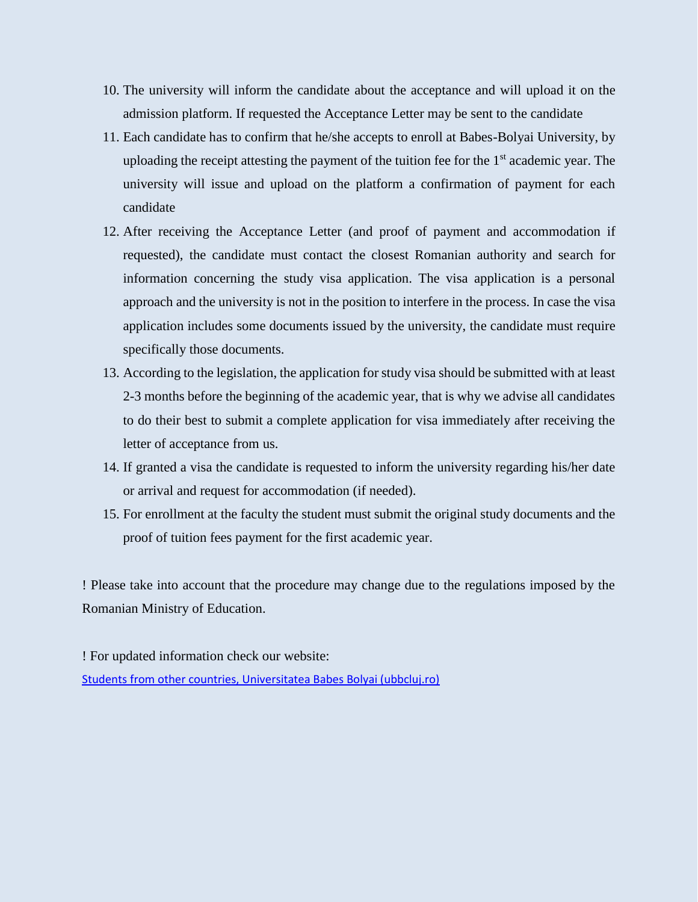10. The university will inform the candidate about the acceptance and will upload it on the admission platform. If requested the Acceptance Letter may be sent to the candidate
11. Each candidate has to confirm that he/she accepts to enroll at Babes-Bolyai University, by uploading the receipt attesting the payment of the tuition fee for the 1st academic year. The university will issue and upload on the platform a confirmation of payment for each candidate
12. After receiving the Acceptance Letter (and proof of payment and accommodation if requested), the candidate must contact the closest Romanian authority and search for information concerning the study visa application. The visa application is a personal approach and the university is not in the position to interfere in the process. In case the visa application includes some documents issued by the university, the candidate must require specifically those documents.
13. According to the legislation, the application for study visa should be submitted with at least 2-3 months before the beginning of the academic year, that is why we advise all candidates to do their best to submit a complete application for visa immediately after receiving the letter of acceptance from us.
14. If granted a visa the candidate is requested to inform the university regarding his/her date or arrival and request for accommodation (if needed).
15. For enrollment at the faculty the student must submit the original study documents and the proof of tuition fees payment for the first academic year.

! Please take into account that the procedure may change due to the regulations imposed by the Romanian Ministry of Education.

! For updated information check our website:
[Students from other countries, Universitatea Babes Bolyai (ubbcluj.ro)]